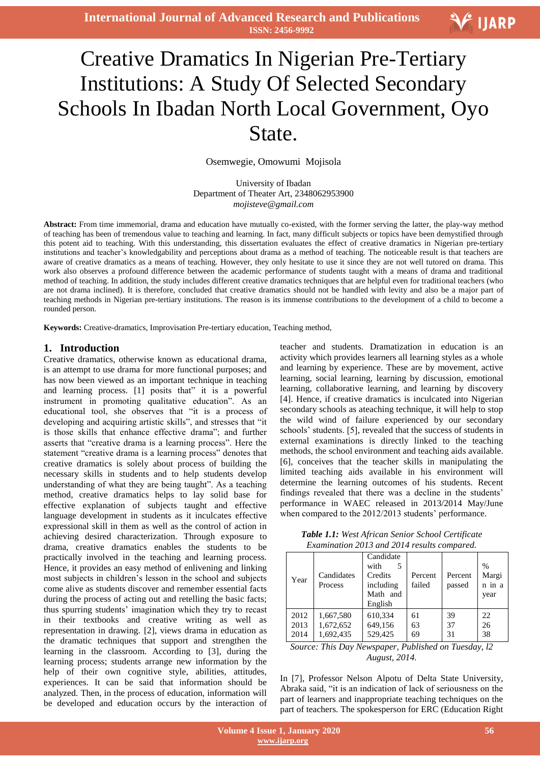# Creative Dramatics In Nigerian Pre-Tertiary Institutions: A Study Of Selected Secondary Schools In Ibadan North Local Government, Oyo State.

Osemwegie, Omowumi Mojisola

University of Ibadan
Department of Theater Art, 2348062953900
*mojisteve@gmail.com*

**Abstract:** From time immemorial, drama and education have mutually co-existed, with the former serving the latter, the play-way method of teaching has been of tremendous value to teaching and learning. In fact, many difficult subjects or topics have been demystified through this potent aid to teaching. With this understanding, this dissertation evaluates the effect of creative dramatics in Nigerian pre-tertiary institutions and teacher's knowledgability and perceptions about drama as a method of teaching. The noticeable result is that teachers are aware of creative dramatics as a means of teaching. However, they only hesitate to use it since they are not well tutored on drama. This work also observes a profound difference between the academic performance of students taught with a means of drama and traditional method of teaching. In addition, the study includes different creative dramatics techniques that are helpful even for traditional teachers (who are not drama inclined). It is therefore, concluded that creative dramatics should not be handled with levity and also be a major part of teaching methods in Nigerian pre-tertiary institutions. The reason is its immense contributions to the development of a child to become a rounded person.

**Keywords:** Creative-dramatics, Improvisation Pre-tertiary education, Teaching method,

## 1. Introduction

Creative dramatics, otherwise known as educational drama, is an attempt to use drama for more functional purposes; and has now been viewed as an important technique in teaching and learning process. [1] posits that" it is a powerful instrument in promoting qualitative education". As an educational tool, she observes that "it is a process of developing and acquiring artistic skills", and stresses that "it is those skills that enhance effective drama"; and further asserts that "creative drama is a learning process". Here the statement "creative drama is a learning process" denotes that creative dramatics is solely about process of building the necessary skills in students and to help students develop understanding of what they are being taught". As a teaching method, creative dramatics helps to lay solid base for effective explanation of subjects taught and effective language development in students as it inculcates effective expressional skill in them as well as the control of action in achieving desired characterization. Through exposure to drama, creative dramatics enables the students to be practically involved in the teaching and learning process. Hence, it provides an easy method of enlivening and linking most subjects in children's lesson in the school and subjects come alive as students discover and remember essential facts during the process of acting out and retelling the basic facts; thus spurring students' imagination which they try to recast in their textbooks and creative writing as well as representation in drawing. [2], views drama in education as the dramatic techniques that support and strengthen the learning in the classroom. According to [3], during the learning process; students arrange new information by the help of their own cognitive style, abilities, attitudes, experiences. It can be said that information should be analyzed. Then, in the process of education, information will be developed and education occurs by the interaction of teacher and students. Dramatization in education is an activity which provides learners all learning styles as a whole and learning by experience. These are by movement, active learning, social learning, learning by discussion, emotional learning, collaborative learning, and learning by discovery [4]. Hence, if creative dramatics is inculcated into Nigerian secondary schools as ateaching technique, it will help to stop the wild wind of failure experienced by our secondary schools' students. [5], revealed that the success of students in external examinations is directly linked to the teaching methods, the school environment and teaching aids available. [6], conceives that the teacher skills in manipulating the limited teaching aids available in his environment will determine the learning outcomes of his students. Recent findings revealed that there was a decline in the students' performance in WAEC released in 2013/2014 May/June when compared to the 2012/2013 students' performance.

***Table 1.1:*** *West African Senior School Certificate Examination 2013 and 2014 results compared.*

| Year | Candidates Process | Candidate with 5 Credits including Math and English | Percent failed | Percent passed | % Margin in a year |
|---|---|---|---|---|---|
| 2012 | 1,667,580 | 610,334 | 61 | 39 | 22 |
| 2013 | 1,672,652 | 649,156 | 63 | 37 | 26 |
| 2014 | 1,692,435 | 529,425 | 69 | 31 | 38 |

*Source: This Day Newspaper, Published on Tuesday, l2 August, 2014.*

In [7], Professor Nelson Alpotu of Delta State University, Abraka said, "it is an indication of lack of seriousness on the part of learners and inappropriate teaching techniques on the part of teachers. The spokesperson for ERC (Education Right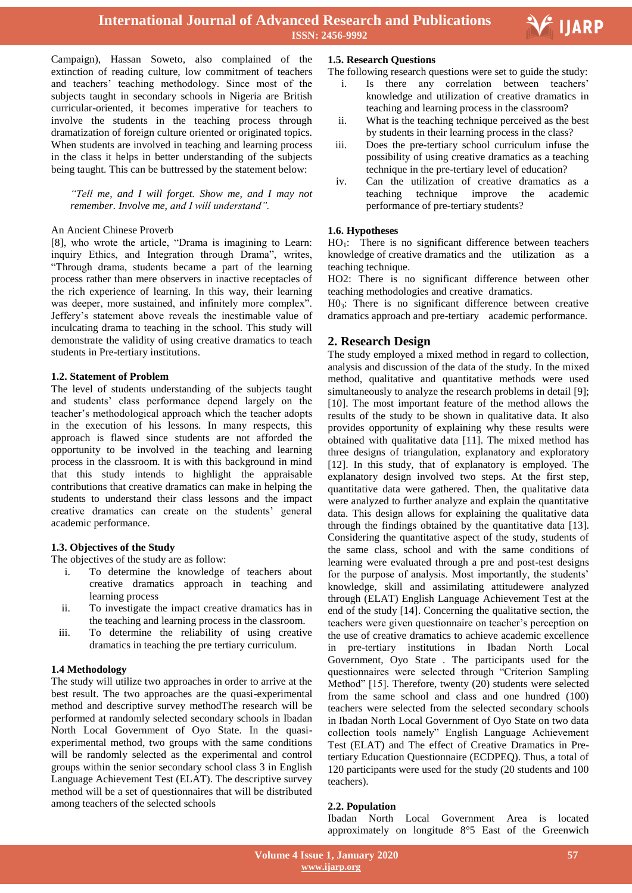Campaign), Hassan Soweto, also complained of the extinction of reading culture, low commitment of teachers and teachers' teaching methodology. Since most of the subjects taught in secondary schools in Nigeria are British curricular-oriented, it becomes imperative for teachers to involve the students in the teaching process through dramatization of foreign culture oriented or originated topics. When students are involved in teaching and learning process in the class it helps in better understanding of the subjects being taught. This can be buttressed by the statement below:

> *"Tell me, and I will forget. Show me, and I may not remember. Involve me, and I will understand".*

An Ancient Chinese Proverb

[8], who wrote the article, "Drama is imagining to Learn: inquiry Ethics, and Integration through Drama", writes, "Through drama, students became a part of the learning process rather than mere observers in inactive receptacles of the rich experience of learning. In this way, their learning was deeper, more sustained, and infinitely more complex". Jeffery's statement above reveals the inestimable value of inculcating drama to teaching in the school. This study will demonstrate the validity of using creative dramatics to teach students in Pre-tertiary institutions.

### 1.2. Statement of Problem

The level of students understanding of the subjects taught and students' class performance depend largely on the teacher's methodological approach which the teacher adopts in the execution of his lessons. In many respects, this approach is flawed since students are not afforded the opportunity to be involved in the teaching and learning process in the classroom. It is with this background in mind that this study intends to highlight the appraisable contributions that creative dramatics can make in helping the students to understand their class lessons and the impact creative dramatics can create on the students' general academic performance.

### 1.3. Objectives of the Study

The objectives of the study are as follow:

i. To determine the knowledge of teachers about creative dramatics approach in teaching and learning process
ii. To investigate the impact creative dramatics has in the teaching and learning process in the classroom.
iii. To determine the reliability of using creative dramatics in teaching the pre tertiary curriculum.

### 1.4 Methodology

The study will utilize two approaches in order to arrive at the best result. The two approaches are the quasi-experimental method and descriptive survey methodThe research will be performed at randomly selected secondary schools in Ibadan North Local Government of Oyo State. In the quasi-experimental method, two groups with the same conditions will be randomly selected as the experimental and control groups within the senior secondary school class 3 in English Language Achievement Test (ELAT). The descriptive survey method will be a set of questionnaires that will be distributed among teachers of the selected schools

### 1.5. Research Questions

The following research questions were set to guide the study:

i. Is there any correlation between teachers' knowledge and utilization of creative dramatics in teaching and learning process in the classroom?
ii. What is the teaching technique perceived as the best by students in their learning process in the class?
iii. Does the pre-tertiary school curriculum infuse the possibility of using creative dramatics as a teaching technique in the pre-tertiary level of education?
iv. Can the utilization of creative dramatics as a teaching technique improve the academic performance of pre-tertiary students?

### 1.6. Hypotheses

$HO_1$: There is no significant difference between teachers knowledge of creative dramatics and the utilization as a teaching technique.

HO2: There is no significant difference between other teaching methodologies and creative dramatics.

$H0_3$: There is no significant difference between creative dramatics approach and pre-tertiary academic performance.

## 2. Research Design

The study employed a mixed method in regard to collection, analysis and discussion of the data of the study. In the mixed method, qualitative and quantitative methods were used simultaneously to analyze the research problems in detail [9]; [10]. The most important feature of the method allows the results of the study to be shown in qualitative data. It also provides opportunity of explaining why these results were obtained with qualitative data [11]. The mixed method has three designs of triangulation, explanatory and exploratory [12]. In this study, that of explanatory is employed. The explanatory design involved two steps. At the first step, quantitative data were gathered. Then, the qualitative data were analyzed to further analyze and explain the quantitative data. This design allows for explaining the qualitative data through the findings obtained by the quantitative data [13]. Considering the quantitative aspect of the study, students of the same class, school and with the same conditions of learning were evaluated through a pre and post-test designs for the purpose of analysis. Most importantly, the students' knowledge, skill and assimilating attitudewere analyzed through (ELAT) English Language Achievement Test at the end of the study [14]. Concerning the qualitative section, the teachers were given questionnaire on teacher's perception on the use of creative dramatics to achieve academic excellence in pre-tertiary institutions in Ibadan North Local Government, Oyo State . The participants used for the questionnaires were selected through "Criterion Sampling Method" [15]. Therefore, twenty (20) students were selected from the same school and class and one hundred (100) teachers were selected from the selected secondary schools in Ibadan North Local Government of Oyo State on two data collection tools namely" English Language Achievement Test (ELAT) and The effect of Creative Dramatics in Pre-tertiary Education Questionnaire (ECDPEQ). Thus, a total of 120 participants were used for the study (20 students and 100 teachers).

### 2.2. Population

Ibadan North Local Government Area is located approximately on longitude 8°5 East of the Greenwich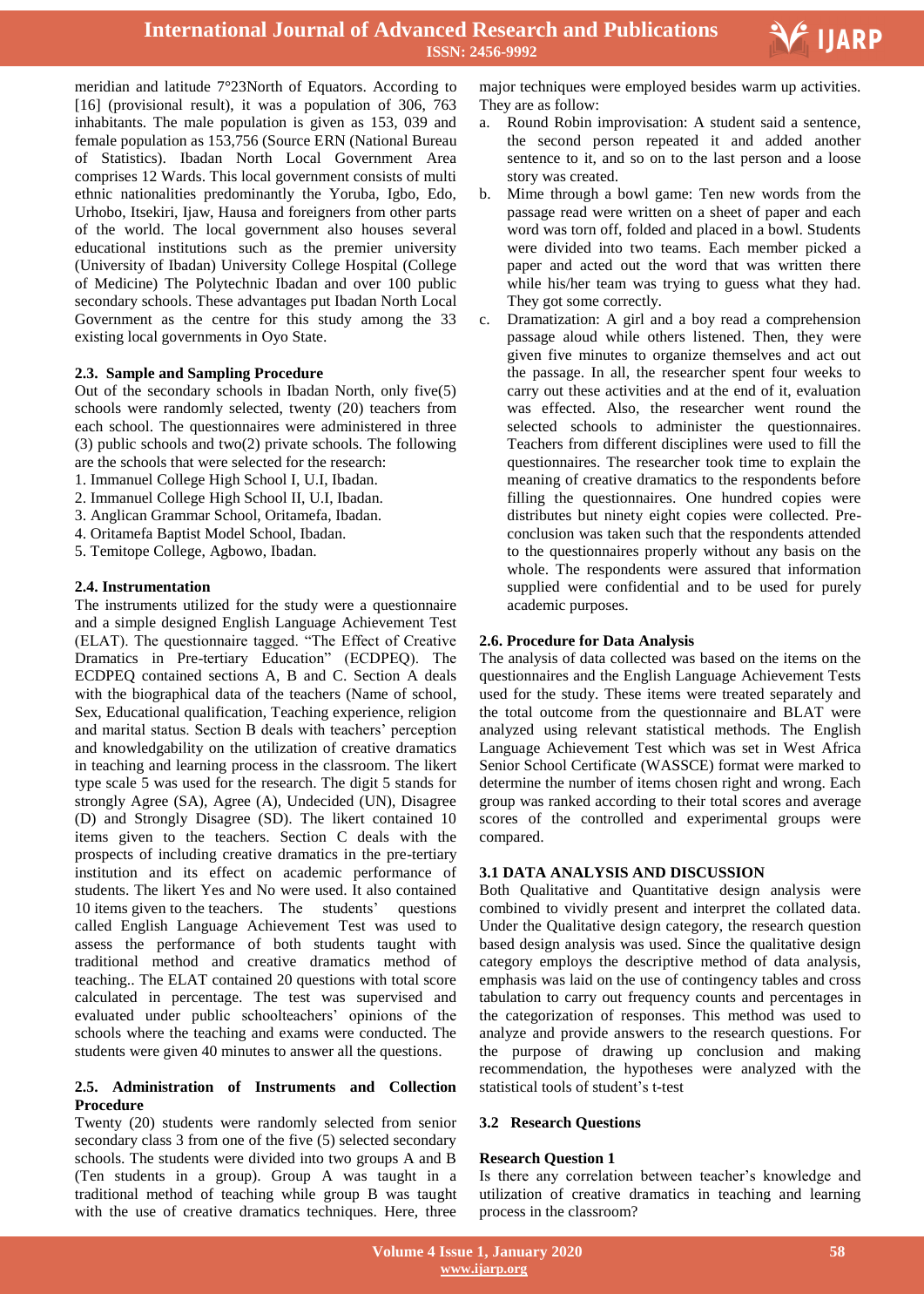meridian and latitude 7°23North of Equators. According to [16] (provisional result), it was a population of 306, 763 inhabitants. The male population is given as 153, 039 and female population as 153,756 (Source ERN (National Bureau of Statistics). Ibadan North Local Government Area comprises 12 Wards. This local government consists of multi ethnic nationalities predominantly the Yoruba, Igbo, Edo, Urhobo, Itsekiri, Ijaw, Hausa and foreigners from other parts of the world. The local government also houses several educational institutions such as the premier university (University of Ibadan) University College Hospital (College of Medicine) The Polytechnic Ibadan and over 100 public secondary schools. These advantages put Ibadan North Local Government as the centre for this study among the 33 existing local governments in Oyo State.

### 2.3. Sample and Sampling Procedure

Out of the secondary schools in Ibadan North, only five(5) schools were randomly selected, twenty (20) teachers from each school. The questionnaires were administered in three (3) public schools and two(2) private schools. The following are the schools that were selected for the research:

1. Immanuel College High School I, U.I, Ibadan.
2. Immanuel College High School II, U.I, Ibadan.
3. Anglican Grammar School, Oritamefa, Ibadan.
4. Oritamefa Baptist Model School, Ibadan.
5. Temitope College, Agbowo, Ibadan.

### 2.4. Instrumentation

The instruments utilized for the study were a questionnaire and a simple designed English Language Achievement Test (ELAT). The questionnaire tagged. "The Effect of Creative Dramatics in Pre-tertiary Education" (ECDPEQ). The ECDPEQ contained sections A, B and C. Section A deals with the biographical data of the teachers (Name of school, Sex, Educational qualification, Teaching experience, religion and marital status. Section B deals with teachers' perception and knowledgability on the utilization of creative dramatics in teaching and learning process in the classroom. The likert type scale 5 was used for the research. The digit 5 stands for strongly Agree (SA), Agree (A), Undecided (UN), Disagree (D) and Strongly Disagree (SD). The likert contained 10 items given to the teachers. Section C deals with the prospects of including creative dramatics in the pre-tertiary institution and its effect on academic performance of students. The likert Yes and No were used. It also contained 10 items given to the teachers. The students' questions called English Language Achievement Test was used to assess the performance of both students taught with traditional method and creative dramatics method of teaching.. The ELAT contained 20 questions with total score calculated in percentage. The test was supervised and evaluated under public schoolteachers' opinions of the schools where the teaching and exams were conducted. The students were given 40 minutes to answer all the questions.

### 2.5. Administration of Instruments and Collection Procedure

Twenty (20) students were randomly selected from senior secondary class 3 from one of the five (5) selected secondary schools. The students were divided into two groups A and B (Ten students in a group). Group A was taught in a traditional method of teaching while group B was taught with the use of creative dramatics techniques. Here, three major techniques were employed besides warm up activities. They are as follow:

a. Round Robin improvisation: A student said a sentence, the second person repeated it and added another sentence to it, and so on to the last person and a loose story was created.
b. Mime through a bowl game: Ten new words from the passage read were written on a sheet of paper and each word was torn off, folded and placed in a bowl. Students were divided into two teams. Each member picked a paper and acted out the word that was written there while his/her team was trying to guess what they had. They got some correctly.
c. Dramatization: A girl and a boy read a comprehension passage aloud while others listened. Then, they were given five minutes to organize themselves and act out the passage. In all, the researcher spent four weeks to carry out these activities and at the end of it, evaluation was effected. Also, the researcher went round the selected schools to administer the questionnaires. Teachers from different disciplines were used to fill the questionnaires. The researcher took time to explain the meaning of creative dramatics to the respondents before filling the questionnaires. One hundred copies were distributes but ninety eight copies were collected. Pre-conclusion was taken such that the respondents attended to the questionnaires properly without any basis on the whole. The respondents were assured that information supplied were confidential and to be used for purely academic purposes.

### 2.6. Procedure for Data Analysis

The analysis of data collected was based on the items on the questionnaires and the English Language Achievement Tests used for the study. These items were treated separately and the total outcome from the questionnaire and BLAT were analyzed using relevant statistical methods. The English Language Achievement Test which was set in West Africa Senior School Certificate (WASSCE) format were marked to determine the number of items chosen right and wrong. Each group was ranked according to their total scores and average scores of the controlled and experimental groups were compared.

### 3.1 DATA ANALYSIS AND DISCUSSION

Both Qualitative and Quantitative design analysis were combined to vividly present and interpret the collated data. Under the Qualitative design category, the research question based design analysis was used. Since the qualitative design category employs the descriptive method of data analysis, emphasis was laid on the use of contingency tables and cross tabulation to carry out frequency counts and percentages in the categorization of responses. This method was used to analyze and provide answers to the research questions. For the purpose of drawing up conclusion and making recommendation, the hypotheses were analyzed with the statistical tools of student's t-test

### 3.2 Research Questions

**Research Question 1**

Is there any correlation between teacher's knowledge and utilization of creative dramatics in teaching and learning process in the classroom?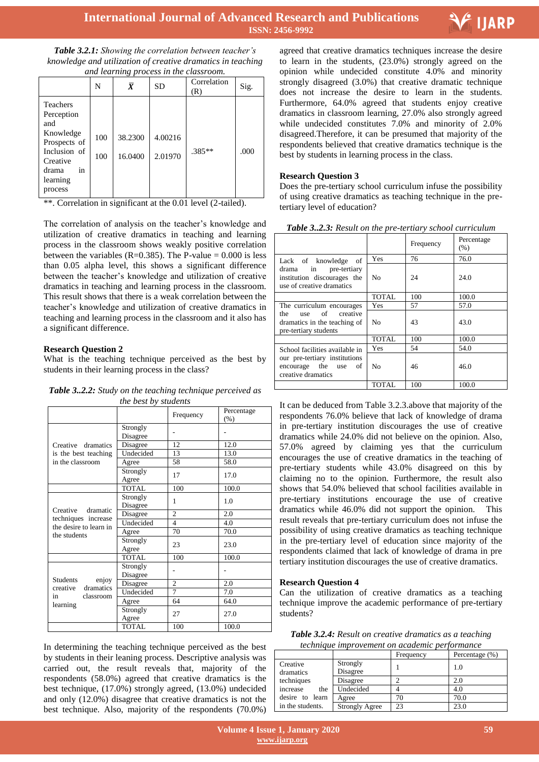***Table 3.2.1:*** *Showing the correlation between teacher's knowledge and utilization of creative dramatics in teaching and learning process in the classroom.*

| | N | $\bar{X}$ | SD | Correlation (R) | Sig. |
|---|---|---|---|---|---|
| Teachers Perception and Knowledge Prospects of Inclusion of Creative drama in learning process | 100<br>100 | 38.2300<br>16.0400 | 4.00216<br>2.01970 | .385** | .000 |

**. Correlation in significant at the 0.01 level (2-tailed).

The correlation of analysis on the teacher's knowledge and utilization of creative dramatics in teaching and learning process in the classroom shows weakly positive correlation between the variables (R=0.385). The P-value = 0.000 is less than 0.05 alpha level, this shows a significant difference between the teacher's knowledge and utilization of creative dramatics in teaching and learning process in the classroom. This result shows that there is a weak correlation between the teacher's knowledge and utilization of creative dramatics in teaching and learning process in the classroom and it also has a significant difference.

**Research Question 2**

What is the teaching technique perceived as the best by students in their learning process in the class?

***Table 3..2.2:*** *Study on the teaching technique perceived as the best by students*

| | | Frequency | Percentage (%) |
|---|---|---|---|
| Creative dramatics is the best teaching in the classroom | Strongly Disagree | - | - |
| | Disagree | 12 | 12.0 |
| | Undecided | 13 | 13.0 |
| | Agree | 58 | 58.0 |
| | Strongly Agree | 17 | 17.0 |
| | TOTAL | 100 | 100.0 |
| Creative dramatic techniques increase the desire to learn in the students | Strongly Disagree | 1 | 1.0 |
| | Disagree | 2 | 2.0 |
| | Undecided | 4 | 4.0 |
| | Agree | 70 | 70.0 |
| | Strongly Agree | 23 | 23.0 |
| | TOTAL | 100 | 100.0 |
| Students enjoy creative dramatics in classroom learning | Strongly Disagree | - | - |
| | Disagree | 2 | 2.0 |
| | Undecided | 7 | 7.0 |
| | Agree | 64 | 64.0 |
| | Strongly Agree | 27 | 27.0 |
| | TOTAL | 100 | 100.0 |

In determining the teaching technique perceived as the best by students in their learning process. Descriptive analysis was carried out, the result reveals that, majority of the respondents (58.0%) agreed that creative dramatics is the best technique, (17.0%) strongly agreed, (13.0%) undecided and only (12.0%) disagree that creative dramatics is not the best technique. Also, majority of the respondents (70.0%) agreed that creative dramatics techniques increase the desire to learn in the students, (23.0%) strongly agreed on the opinion while undecided constitute 4.0% and minority strongly disagreed (3.0%) that creative dramatic technique does not increase the desire to learn in the students. Furthermore, 64.0% agreed that students enjoy creative dramatics in classroom learning, 27.0% also strongly agreed while undecided constitutes 7.0% and minority of 2.0% disagreed.Therefore, it can be presumed that majority of the respondents believed that creative dramatics technique is the best by students in learning process in the class.

**Research Question 3**

Does the pre-tertiary school curriculum infuse the possibility of using creative dramatics as teaching technique in the pre-tertiary level of education?

***Table 3..2.3:*** *Result on the pre-tertiary school curriculum*

| | | Frequency | Percentage (%) |
|---|---|---|---|
| Lack of knowledge of drama in pre-tertiary institution discourages the use of creative dramatics | Yes | 76 | 76.0 |
| | No | 24 | 24.0 |
| | TOTAL | 100 | 100.0 |
| The curriculum encourages the use of creative dramatics in the teaching of pre-tertiary students | Yes | 57 | 57.0 |
| | No | 43 | 43.0 |
| | TOTAL | 100 | 100.0 |
| School facilities available in our pre-tertiary institutions encourage the use of creative dramatics | Yes | 54 | 54.0 |
| | No | 46 | 46.0 |
| | TOTAL | 100 | 100.0 |

It can be deduced from Table 3.2.3.above that majority of the respondents 76.0% believe that lack of knowledge of drama in pre-tertiary institution discourages the use of creative dramatics while 24.0% did not believe on the opinion. Also, 57.0% agreed by claiming yes that the curriculum encourages the use of creative dramatics in the teaching of pre-tertiary students while 43.0% disagreed on this by claiming no to the opinion. Furthermore, the result also shows that 54.0% believed that school facilities available in pre-tertiary institutions encourage the use of creative dramatics while 46.0% did not support the opinion. This result reveals that pre-tertiary curriculum does not infuse the possibility of using creative dramatics as teaching technique in the pre-tertiary level of education since majority of the respondents claimed that lack of knowledge of drama in pre tertiary institution discourages the use of creative dramatics.

**Research Question 4**

Can the utilization of creative dramatics as a teaching technique improve the academic performance of pre-tertiary students?

***Table 3.2.4:*** *Result on creative dramatics as a teaching technique improvement on academic performance*

| | | Frequency | Percentage (%) |
|---|---|---|---|
| Creative dramatics techniques increase the desire to learn in the students. | Strongly Disagree | 1 | 1.0 |
| | Disagree | 2 | 2.0 |
| | Undecided | 4 | 4.0 |
| | Agree | 70 | 70.0 |
| | Strongly Agree | 23 | 23.0 |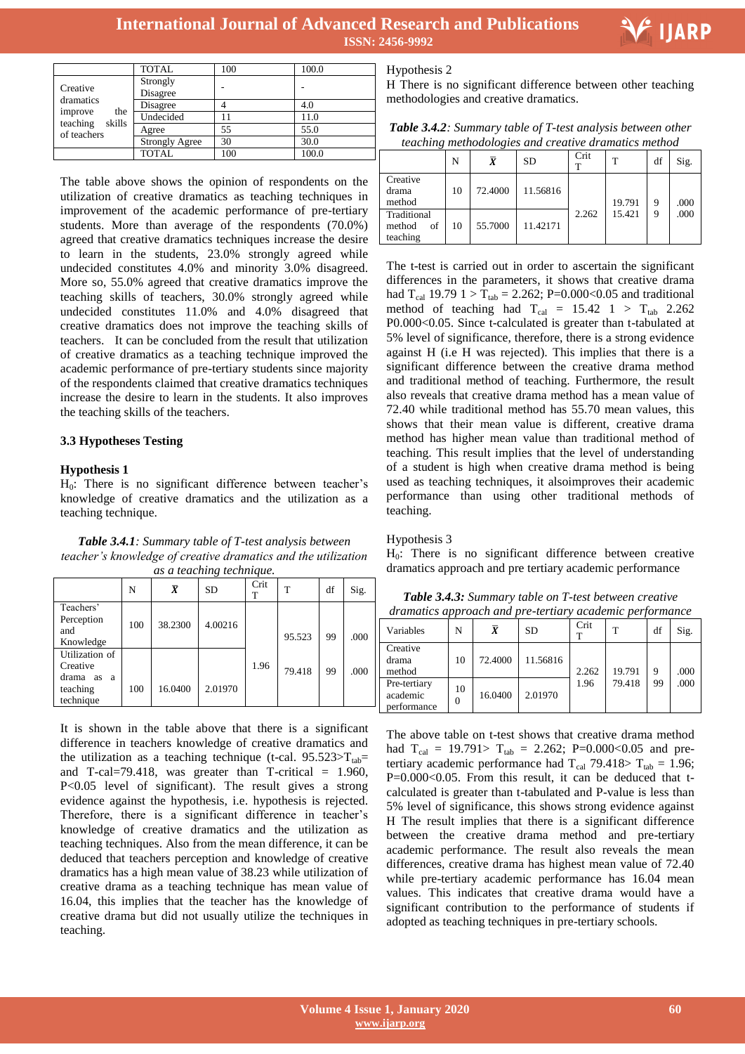| | TOTAL | 100 | 100.0 |
|---|---|---|---|
| Creative dramatics improve the teaching skills of teachers | Strongly Disagree | - | - |
| | Disagree | 4 | 4.0 |
| | Undecided | 11 | 11.0 |
| | Agree | 55 | 55.0 |
| | Strongly Agree | 30 | 30.0 |
| | TOTAL | 100 | 100.0 |

The table above shows the opinion of respondents on the utilization of creative dramatics as teaching techniques in improvement of the academic performance of pre-tertiary students. More than average of the respondents (70.0%) agreed that creative dramatics techniques increase the desire to learn in the students, 23.0% strongly agreed while undecided constitutes 4.0% and minority 3.0% disagreed. More so, 55.0% agreed that creative dramatics improve the teaching skills of teachers, 30.0% strongly agreed while undecided constitutes 11.0% and 4.0% disagreed that creative dramatics does not improve the teaching skills of teachers. It can be concluded from the result that utilization of creative dramatics as a teaching technique improved the academic performance of pre-tertiary students since majority of the respondents claimed that creative dramatics techniques increase the desire to learn in the students. It also improves the teaching skills of the teachers.

## 3.3 Hypotheses Testing

**Hypothesis 1**

$H_0$: There is no significant difference between teacher's knowledge of creative dramatics and the utilization as a teaching technique.

***Table 3.4.1****: Summary table of T-test analysis between teacher's knowledge of creative dramatics and the utilization as a teaching technique.*

| | N | $\bar{X}$ | SD | Crit T | T | df | Sig. |
|---|---|---|---|---|---|---|---|
| Teachers' Perception and Knowledge | 100 | 38.2300 | 4.00216 | 1.96 | 95.523 | 99 | .000 |
| Utilization of Creative drama as a teaching technique | 100 | 16.0400 | 2.01970 | | 79.418 | 99 | .000 |

It is shown in the table above that there is a significant difference in teachers knowledge of creative dramatics and the utilization as a teaching technique (t-cal. 95.523>$T_{tab}$= and T-cal=79.418, was greater than T-critical = 1.960, P<0.05 level of significant). The result gives a strong evidence against the hypothesis, i.e. hypothesis is rejected. Therefore, there is a significant difference in teacher's knowledge of creative dramatics and the utilization as teaching techniques. Also from the mean difference, it can be deduced that teachers perception and knowledge of creative dramatics has a high mean value of 38.23 while utilization of creative drama as a teaching technique has mean value of 16.04, this implies that the teacher has the knowledge of creative drama but did not usually utilize the techniques in teaching.

Hypothesis 2

H There is no significant difference between other teaching methodologies and creative dramatics.

***Table 3.4.2****: Summary table of T-test analysis between other teaching methodologies and creative dramatics method*

| | N | $\bar{X}$ | SD | Crit T | T | df | Sig. |
|---|---|---|---|---|---|---|---|
| Creative drama method | 10 | 72.4000 | 11.56816 | 2.262 | 19.791 | 9 | .000 |
| Traditional method of teaching | 10 | 55.7000 | 11.42171 | | 15.421 | 9 | .000 |

The t-test is carried out in order to ascertain the significant differences in the parameters, it shows that creative drama had $T_{cal}$ 19.79 1 > $T_{tab}$ = 2.262; P=0.000<0.05 and traditional method of teaching had $T_{cal}$ = 15.42 1 > $T_{tab}$ 2.262 P0.000<0.05. Since t-calculated is greater than t-tabulated at 5% level of significance, therefore, there is a strong evidence against H (i.e H was rejected). This implies that there is a significant difference between the creative drama method and traditional method of teaching. Furthermore, the result also reveals that creative drama method has a mean value of 72.40 while traditional method has 55.70 mean values, this shows that their mean value is different, creative drama method has higher mean value than traditional method of teaching. This result implies that the level of understanding of a student is high when creative drama method is being used as teaching techniques, it alsoimproves their academic performance than using other traditional methods of teaching.

Hypothesis 3

$H_0$: There is no significant difference between creative dramatics approach and pre tertiary academic performance

***Table 3.4.3****: Summary table on T-test between creative dramatics approach and pre-tertiary academic performance*

| Variables | N | $\bar{X}$ | SD | Crit T | T | df | Sig. |
|---|---|---|---|---|---|---|---|
| Creative drama method | 10 | 72.4000 | 11.56816 | 2.262 | 19.791 | 9 | .000 |
| Pre-tertiary academic performance | 100 | 16.0400 | 2.01970 | 1.96 | 79.418 | 99 | .000 |

The above table on t-test shows that creative drama method had $T_{cal}$ = 19.791> $T_{tab}$ = 2.262; P=0.000<0.05 and pre-tertiary academic performance had $T_{cal}$ 79.418> $T_{tab}$ = 1.96; P=0.000<0.05. From this result, it can be deduced that t-calculated is greater than t-tabulated and P-value is less than 5% level of significance, this shows strong evidence against H The result implies that there is a significant difference between the creative drama method and pre-tertiary academic performance. The result also reveals the mean differences, creative drama has highest mean value of 72.40 while pre-tertiary academic performance has 16.04 mean values. This indicates that creative drama would have a significant contribution to the performance of students if adopted as teaching techniques in pre-tertiary schools.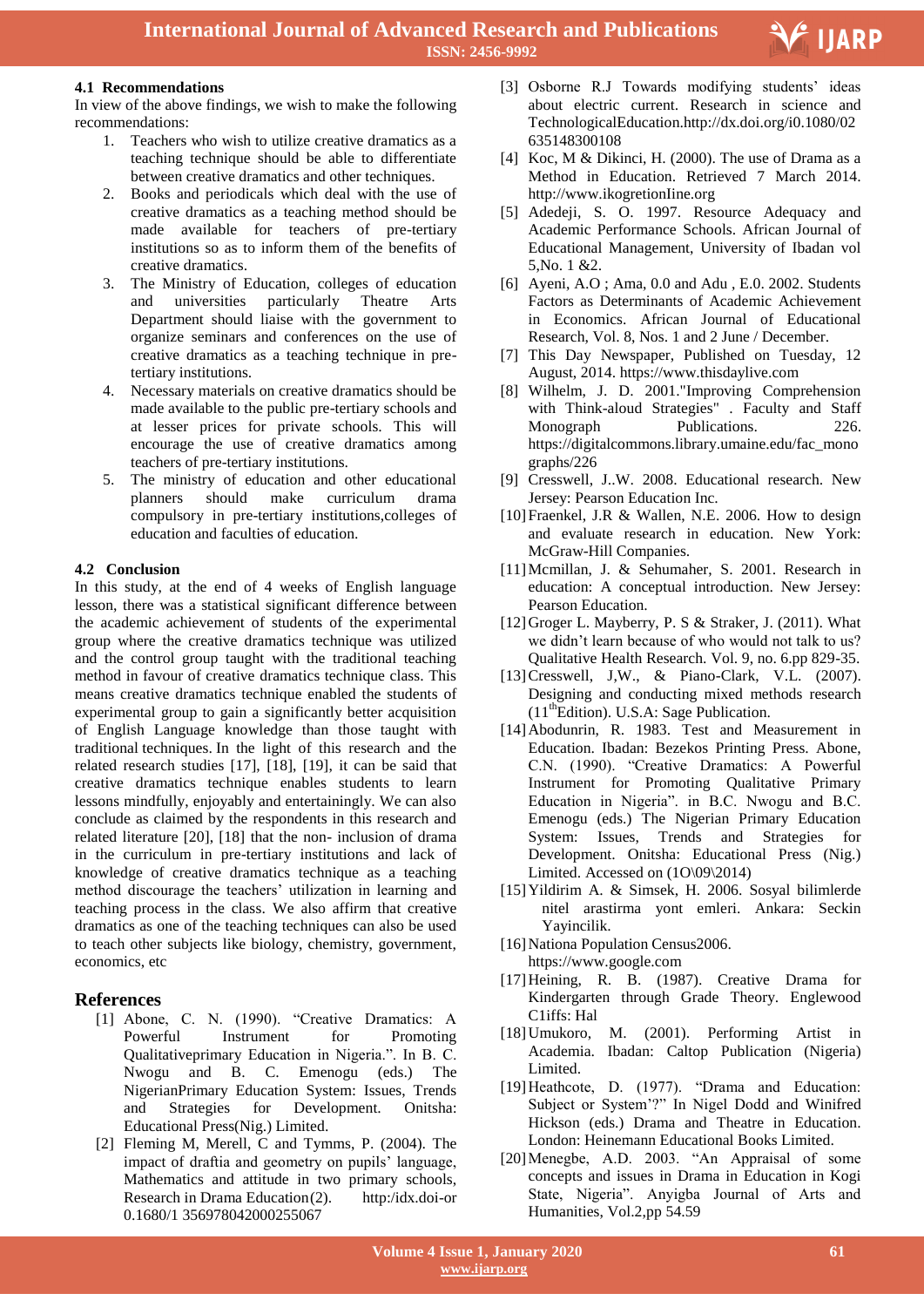### 4.1 Recommendations

In view of the above findings, we wish to make the following recommendations:

1. Teachers who wish to utilize creative dramatics as a teaching technique should be able to differentiate between creative dramatics and other techniques.
2. Books and periodicals which deal with the use of creative dramatics as a teaching method should be made available for teachers of pre-tertiary institutions so as to inform them of the benefits of creative dramatics.
3. The Ministry of Education, colleges of education and universities particularly Theatre Arts Department should liaise with the government to organize seminars and conferences on the use of creative dramatics as a teaching technique in pre-tertiary institutions.
4. Necessary materials on creative dramatics should be made available to the public pre-tertiary schools and at lesser prices for private schools. This will encourage the use of creative dramatics among teachers of pre-tertiary institutions.
5. The ministry of education and other educational planners should make curriculum drama compulsory in pre-tertiary institutions,colleges of education and faculties of education.

### 4.2 Conclusion

In this study, at the end of 4 weeks of English language lesson, there was a statistical significant difference between the academic achievement of students of the experimental group where the creative dramatics technique was utilized and the control group taught with the traditional teaching method in favour of creative dramatics technique class. This means creative dramatics technique enabled the students of experimental group to gain a significantly better acquisition of English Language knowledge than those taught with traditional techniques. In the light of this research and the related research studies [17], [18], [19], it can be said that creative dramatics technique enables students to learn lessons mindfully, enjoyably and entertainingly. We can also conclude as claimed by the respondents in this research and related literature [20], [18] that the non- inclusion of drama in the curriculum in pre-tertiary institutions and lack of knowledge of creative dramatics technique as a teaching method discourage the teachers' utilization in learning and teaching process in the class. We also affirm that creative dramatics as one of the teaching techniques can also be used to teach other subjects like biology, chemistry, government, economics, etc

## References

[1] Abone, C. N. (1990). "Creative Dramatics: A Powerful Instrument for Promoting Qualitativeprimary Education in Nigeria.". In B. C. Nwogu and B. C. Emenogu (eds.) The NigerianPrimary Education System: Issues, Trends and Strategies for Development. Onitsha: Educational Press(Nig.) Limited.

[2] Fleming M, Merell, C and Tymms, P. (2004). The impact of draftia and geometry on pupils' language, Mathematics and attitude in two primary schools, Research in Drama Education(2). http:/idx.doi-or 0.1680/1 356978042000255067

[3] Osborne R.J Towards modifying students' ideas about electric current. Research in science and TechnologicalEducation.http://dx.doi.org/i0.1080/02 635148300108

[4] Koc, M & Dikinci, H. (2000). The use of Drama as a Method in Education. Retrieved 7 March 2014. http://www.ikogretionIine.org

[5] Adedeji, S. O. 1997. Resource Adequacy and Academic Performance Schools. African Journal of Educational Management, University of Ibadan vol 5,No. 1 &2.

[6] Ayeni, A.O ; Ama, 0.0 and Adu , E.0. 2002. Students Factors as Determinants of Academic Achievement in Economics. African Journal of Educational Research, Vol. 8, Nos. 1 and 2 June / December.

[7] This Day Newspaper, Published on Tuesday, 12 August, 2014. https://www.thisdaylive.com

[8] Wilhelm, J. D. 2001."Improving Comprehension with Think-aloud Strategies" . Faculty and Staff Monograph Publications. 226. https://digitalcommons.library.umaine.edu/fac_monographs/226

[9] Cresswell, J..W. 2008. Educational research. New Jersey: Pearson Education Inc.

[10] Fraenkel, J.R & Wallen, N.E. 2006. How to design and evaluate research in education. New York: McGraw-Hill Companies.

[11] Mcmillan, J. & Sehumaher, S. 2001. Research in education: A conceptual introduction. New Jersey: Pearson Education.

[12] Groger L. Mayberry, P. S & Straker, J. (2011). What we didn't learn because of who would not talk to us? Qualitative Health Research. Vol. 9, no. 6.pp 829-35.

[13] Cresswell, J,W., & Piano-Clark, V.L. (2007). Designing and conducting mixed methods research (11th Edition). U.S.A: Sage Publication.

[14] Abodunrin, R. 1983. Test and Measurement in Education. Ibadan: Bezekos Printing Press. Abone, C.N. (1990). "Creative Dramatics: A Powerful Instrument for Promoting Qualitative Primary Education in Nigeria". in B.C. Nwogu and B.C. Emenogu (eds.) The Nigerian Primary Education System: Issues, Trends and Strategies for Development. Onitsha: Educational Press (Nig.) Limited. Accessed on (1O\09\2014)

[15] Yildirim A. & Simsek, H. 2006. Sosyal bilimlerde nitel arastirma yont emleri. Ankara: Seckin Yayincilik.

[16] Nationa Population Census2006. https://www.google.com

[17] Heining, R. B. (1987). Creative Drama for Kindergarten through Grade Theory. Englewood C1iffs: Hal

[18] Umukoro, M. (2001). Performing Artist in Academia. Ibadan: Caltop Publication (Nigeria) Limited.

[19] Heathcote, D. (1977). "Drama and Education: Subject or System'?" In Nigel Dodd and Winifred Hickson (eds.) Drama and Theatre in Education. London: Heinemann Educational Books Limited.

[20] Menegbe, A.D. 2003. "An Appraisal of some concepts and issues in Drama in Education in Kogi State, Nigeria". Anyigba Journal of Arts and Humanities, Vol.2,pp 54.59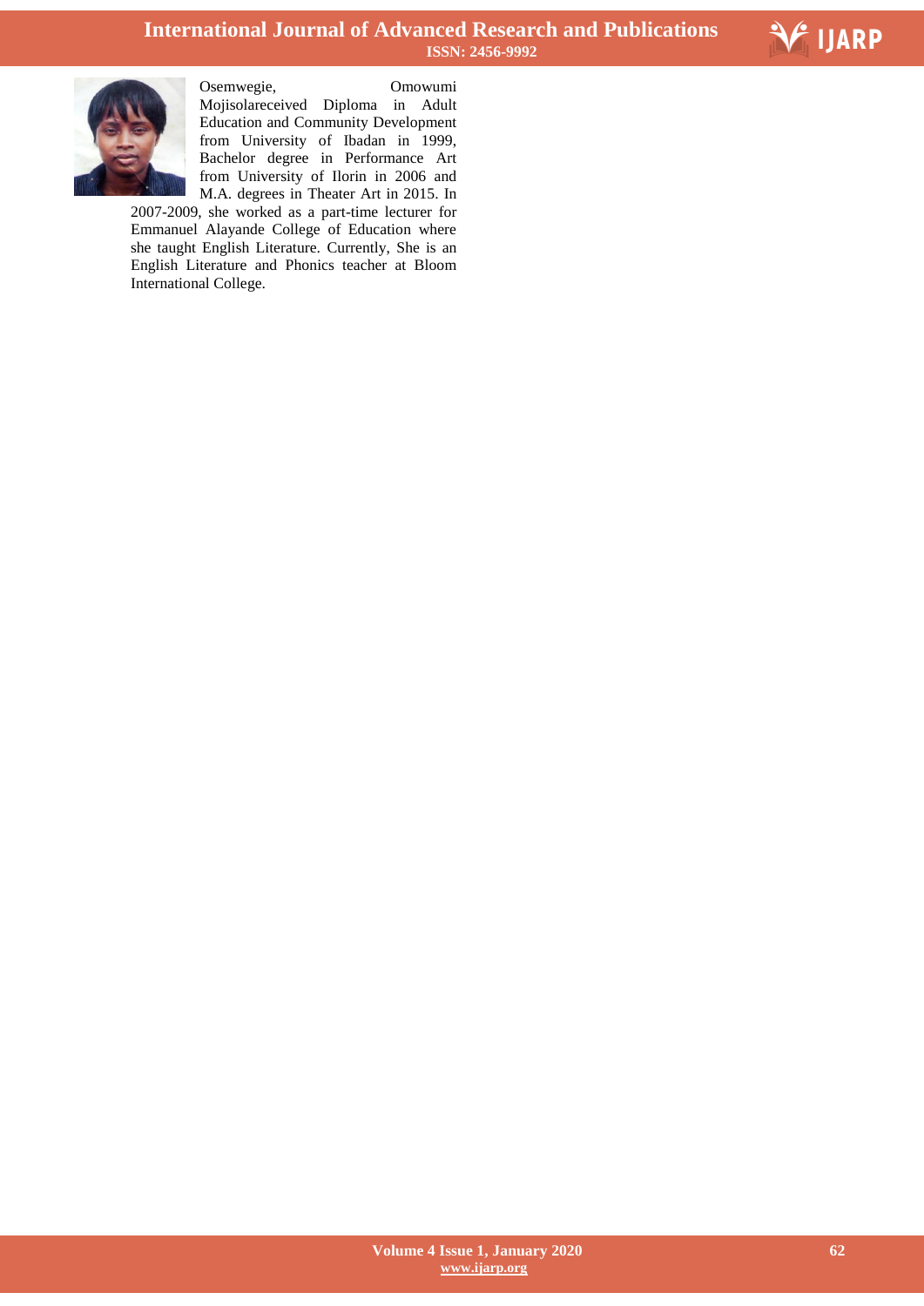Osemwegie, Omowumi Mojisolareceived Diploma in Adult Education and Community Development from University of Ibadan in 1999, Bachelor degree in Performance Art from University of Ilorin in 2006 and M.A. degrees in Theater Art in 2015. In 2007-2009, she worked as a part-time lecturer for Emmanuel Alayande College of Education where she taught English Literature. Currently, She is an English Literature and Phonics teacher at Bloom International College.